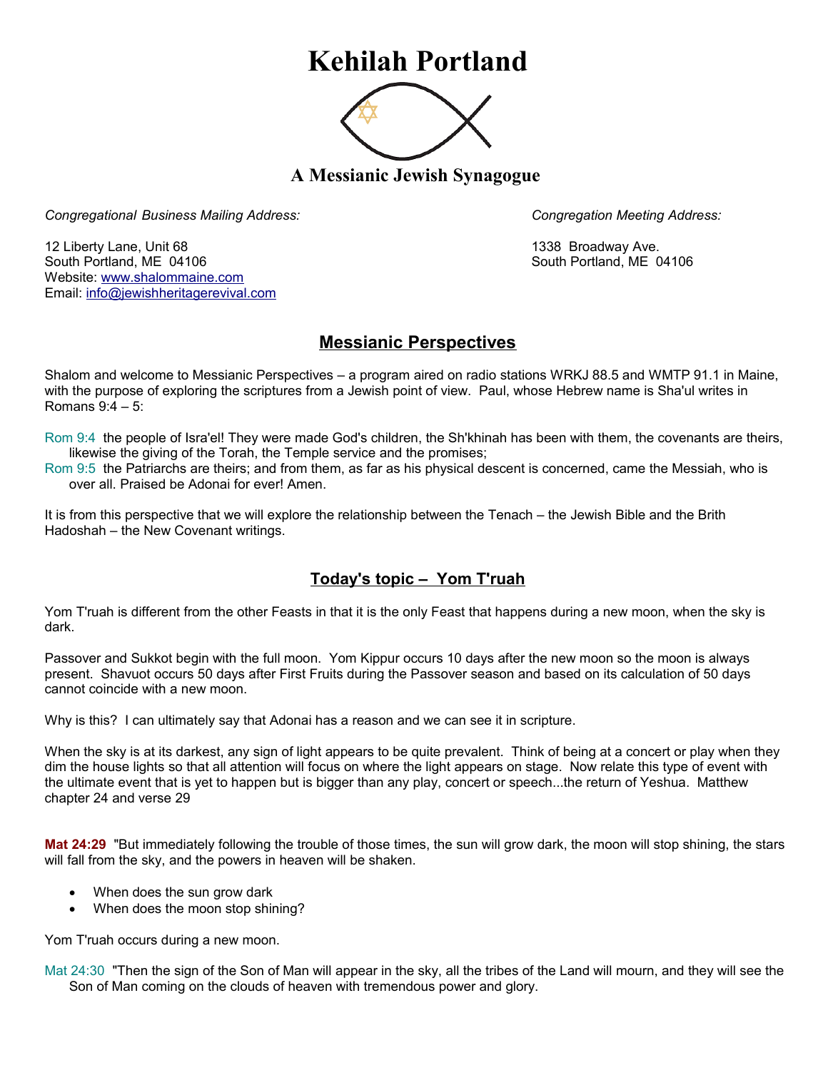# Kehilah Portland

### A Messianic Jewish Synagogue

*Congregational Business Mailing Address:*

12 Liberty Lane, Unit 68
South Portland, ME 04106
Website: [www.shalommaine.com](http://www.shalommaine.com)
Email: [info@jewishheritagerevival.com](mailto:info@jewishheritagerevival.com)

*Congregation Meeting Address:*

1338 Broadway Ave.
South Portland, ME 04106

## Messianic Perspectives

Shalom and welcome to Messianic Perspectives – a program aired on radio stations WRKJ 88.5 and WMTP 91.1 in Maine, with the purpose of exploring the scriptures from a Jewish point of view. Paul, whose Hebrew name is Sha'ul writes in Romans 9:4 – 5:

Rom 9:4 the people of Isra'el! They were made God's children, the Sh'khinah has been with them, the covenants are theirs, likewise the giving of the Torah, the Temple service and the promises;
Rom 9:5 the Patriarchs are theirs; and from them, as far as his physical descent is concerned, came the Messiah, who is over all. Praised be Adonai for ever! Amen.

It is from this perspective that we will explore the relationship between the Tenach – the Jewish Bible and the Brith Hadoshah – the New Covenant writings.

## Today's topic – Yom T'ruah

Yom T'ruah is different from the other Feasts in that it is the only Feast that happens during a new moon, when the sky is dark.

Passover and Sukkot begin with the full moon. Yom Kippur occurs 10 days after the new moon so the moon is always present. Shavuot occurs 50 days after First Fruits during the Passover season and based on its calculation of 50 days cannot coincide with a new moon.

Why is this? I can ultimately say that Adonai has a reason and we can see it in scripture.

When the sky is at its darkest, any sign of light appears to be quite prevalent. Think of being at a concert or play when they dim the house lights so that all attention will focus on where the light appears on stage. Now relate this type of event with the ultimate event that is yet to happen but is bigger than any play, concert or speech...the return of Yeshua. Matthew chapter 24 and verse 29

**Mat 24:29** "But immediately following the trouble of those times, the sun will grow dark, the moon will stop shining, the stars will fall from the sky, and the powers in heaven will be shaken.

- When does the sun grow dark
- When does the moon stop shining?

Yom T'ruah occurs during a new moon.

Mat 24:30 "Then the sign of the Son of Man will appear in the sky, all the tribes of the Land will mourn, and they will see the Son of Man coming on the clouds of heaven with tremendous power and glory.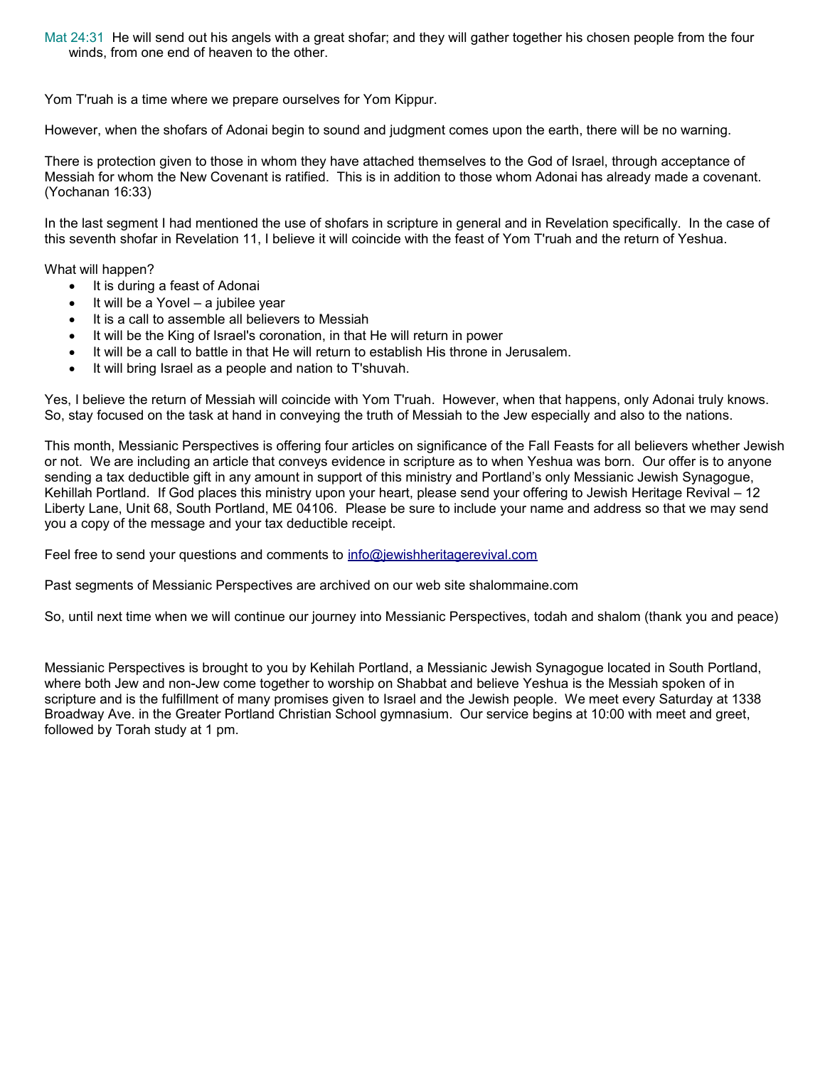Mat 24:31 He will send out his angels with a great shofar; and they will gather together his chosen people from the four winds, from one end of heaven to the other.

Yom T'ruah is a time where we prepare ourselves for Yom Kippur.

However, when the shofars of Adonai begin to sound and judgment comes upon the earth, there will be no warning.

There is protection given to those in whom they have attached themselves to the God of Israel, through acceptance of Messiah for whom the New Covenant is ratified. This is in addition to those whom Adonai has already made a covenant. (Yochanan 16:33)

In the last segment I had mentioned the use of shofars in scripture in general and in Revelation specifically. In the case of this seventh shofar in Revelation 11, I believe it will coincide with the feast of Yom T'ruah and the return of Yeshua.

What will happen?

- It is during a feast of Adonai
- It will be a Yovel – a jubilee year
- It is a call to assemble all believers to Messiah
- It will be the King of Israel's coronation, in that He will return in power
- It will be a call to battle in that He will return to establish His throne in Jerusalem.
- It will bring Israel as a people and nation to T'shuvah.

Yes, I believe the return of Messiah will coincide with Yom T'ruah. However, when that happens, only Adonai truly knows. So, stay focused on the task at hand in conveying the truth of Messiah to the Jew especially and also to the nations.

This month, Messianic Perspectives is offering four articles on significance of the Fall Feasts for all believers whether Jewish or not. We are including an article that conveys evidence in scripture as to when Yeshua was born. Our offer is to anyone sending a tax deductible gift in any amount in support of this ministry and Portland's only Messianic Jewish Synagogue, Kehillah Portland. If God places this ministry upon your heart, please send your offering to Jewish Heritage Revival – 12 Liberty Lane, Unit 68, South Portland, ME 04106. Please be sure to include your name and address so that we may send you a copy of the message and your tax deductible receipt.

Feel free to send your questions and comments to info@jewishheritagerevival.com

Past segments of Messianic Perspectives are archived on our web site shalommaine.com

So, until next time when we will continue our journey into Messianic Perspectives, todah and shalom (thank you and peace)

Messianic Perspectives is brought to you by Kehilah Portland, a Messianic Jewish Synagogue located in South Portland, where both Jew and non-Jew come together to worship on Shabbat and believe Yeshua is the Messiah spoken of in scripture and is the fulfillment of many promises given to Israel and the Jewish people. We meet every Saturday at 1338 Broadway Ave. in the Greater Portland Christian School gymnasium. Our service begins at 10:00 with meet and greet, followed by Torah study at 1 pm.